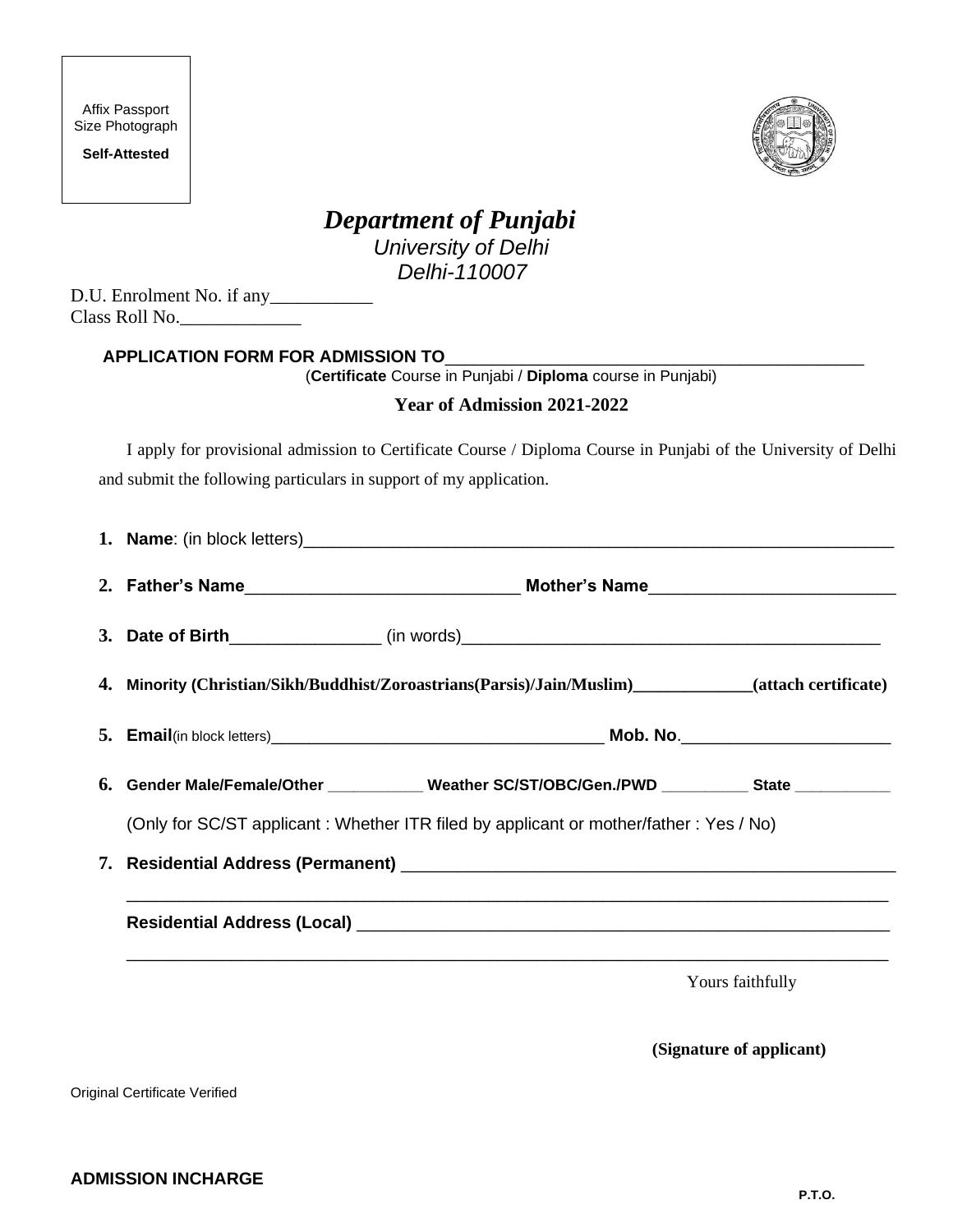Affix Passport Size Photograph

**Self-Attested**

# *Department of Punjabi*

*University of Delhi*

*Delhi-110007*

D.U. Enrolment No. if any___________

Class Roll No._____________

**APPLICATION FORM FOR ADMISSION TO**_____________________________________________

(**Certificate** Course in Punjabi / **Diploma** course in Punjabi)

**Year of Admission 2021-2022**

I apply for provisional admission to Certificate Course / Diploma Course in Punjabi of the University of Delhi and submit the following particulars in support of my application.

1. **Name**: (in block letters)_______________________________________________________________
2. **Father's Name**_____________________________ **Mother's Name**__________________________
3. **Date of Birth**________________ (in words)____________________________________________
4. **Minority (Christian/Sikh/Buddhist/Zoroastrians(Parsis)/Jain/Muslim)**_____________**(attach certificate)**
5. **Email**(in block letters)____________________________________ **Mob. No**._____________________
6. **Gender Male/Female/Other** ___________ **Weather SC/ST/OBC/Gen./PWD** __________ **State** ___________

   (Only for SC/ST applicant : Whether ITR filed by applicant or mother/father : Yes / No)
7. **Residential Address (Permanent)** ____________________________________________________

   ______________________________________________________________________________

   **Residential Address (Local)** _______________________________________________________

   ______________________________________________________________________________

Yours faithfully

**(Signature of applicant)**

Original Certificate Verified

**ADMISSION INCHARGE**

**P.T.O.**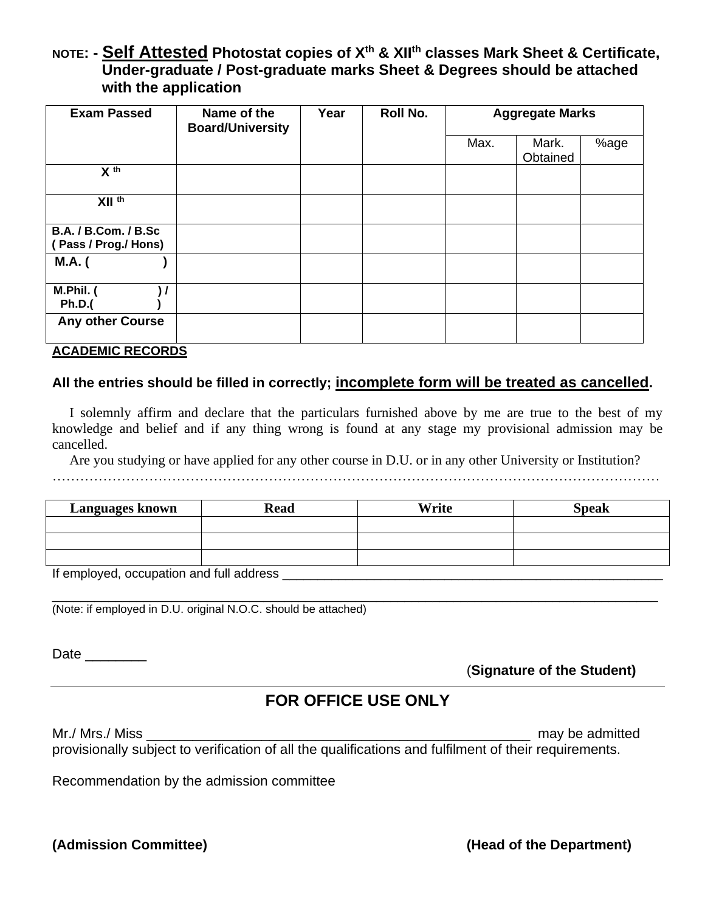**NOTE: - Self Attested Photostat copies of $X^{th}$ & $XII^{th}$ classes Mark Sheet & Certificate, Under-graduate / Post-graduate marks Sheet & Degrees should be attached with the application**

| Exam Passed | Name of the Board/University | Year | Roll No. | Aggregate Marks | | |
|---|---|---|---|---|---|---|
| | | | | Max. | Mark. Obtained | %age |
| $X^{th}$ | | | | | | |
| $XII^{th}$ | | | | | | |
| B.A. / B.Com. / B.Sc ( Pass / Prog./ Hons) | | | | | | |
| M.A. ( ) | | | | | | |
| M.Phil. ( ) / Ph.D.( ) | | | | | | |
| Any other Course | | | | | | |

**ACADEMIC RECORDS**

**All the entries should be filled in correctly; incomplete form will be treated as cancelled.**

I solemnly affirm and declare that the particulars furnished above by me are true to the best of my knowledge and belief and if any thing wrong is found at any stage my provisional admission may be cancelled.

Are you studying or have applied for any other course in D.U. or in any other University or Institution? ………………………………………………………………………………………………………………

| Languages known | Read | Write | Speak |
|---|---|---|---|
| | | | |
| | | | |
| | | | |

If employed, occupation and full address ________________________________________________________

________________________________________________________________________________

(Note: if employed in D.U. original N.O.C. should be attached)

Date ________

(**Signature of the Student)**

## FOR OFFICE USE ONLY

Mr./ Mrs./ Miss ____________________________________________________ may be admitted provisionally subject to verification of all the qualifications and fulfilment of their requirements.

Recommendation by the admission committee

**(Admission Committee)** **(Head of the Department)**